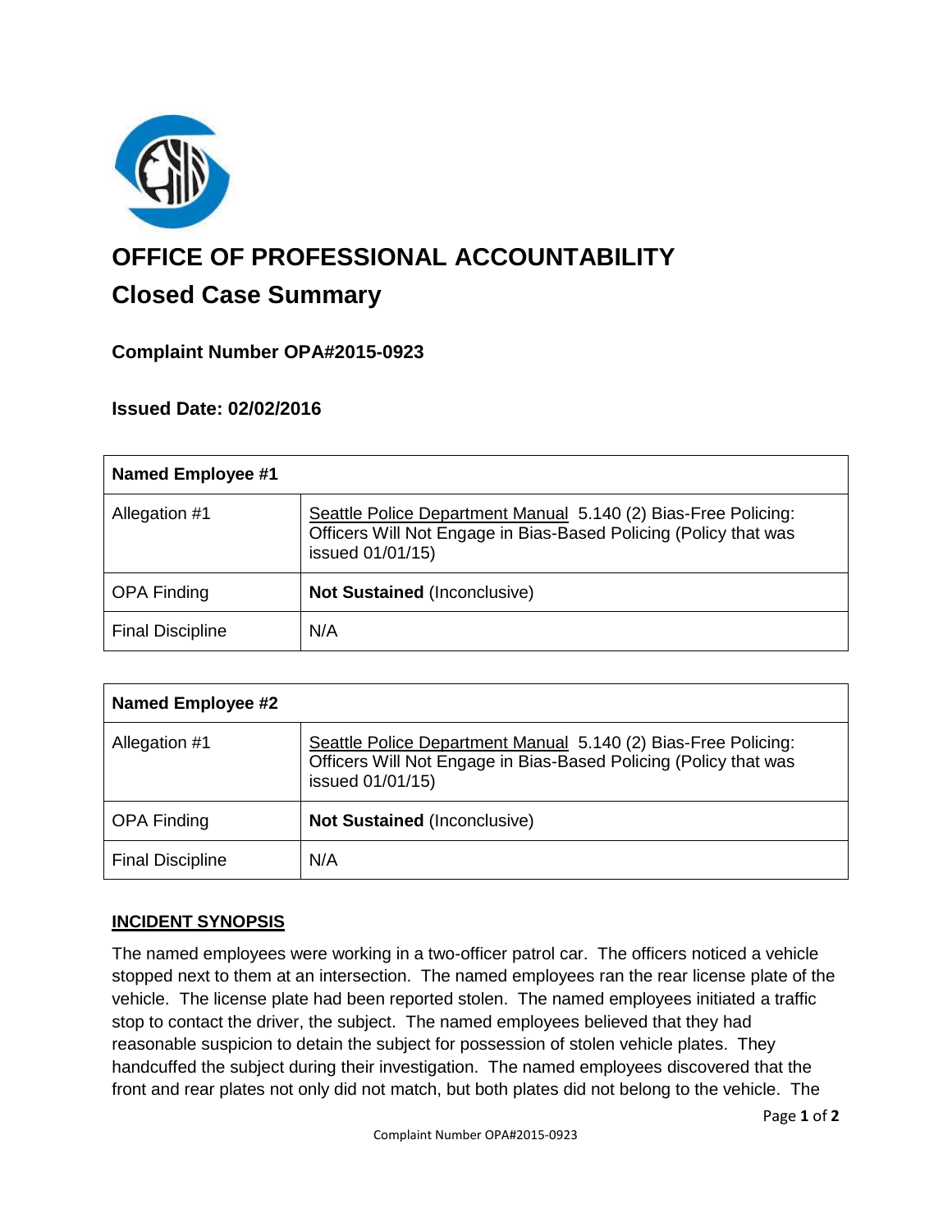# OFFICE OF PROFESSIONAL ACCOUNTABILITY

## Closed Case Summary

### Complaint Number OPA#2015-0923

### Issued Date: 02/02/2016

| Named Employee #1 | |
|---|---|
| Allegation #1 | Seattle Police Department Manual 5.140 (2) Bias-Free Policing: Officers Will Not Engage in Bias-Based Policing (Policy that was issued 01/01/15) |
| OPA Finding | **Not Sustained** (Inconclusive) |
| Final Discipline | N/A |

| Named Employee #2 | |
|---|---|
| Allegation #1 | Seattle Police Department Manual 5.140 (2) Bias-Free Policing: Officers Will Not Engage in Bias-Based Policing (Policy that was issued 01/01/15) |
| OPA Finding | **Not Sustained** (Inconclusive) |
| Final Discipline | N/A |

## INCIDENT SYNOPSIS

The named employees were working in a two-officer patrol car. The officers noticed a vehicle stopped next to them at an intersection. The named employees ran the rear license plate of the vehicle. The license plate had been reported stolen. The named employees initiated a traffic stop to contact the driver, the subject. The named employees believed that they had reasonable suspicion to detain the subject for possession of stolen vehicle plates. They handcuffed the subject during their investigation. The named employees discovered that the front and rear plates not only did not match, but both plates did not belong to the vehicle. The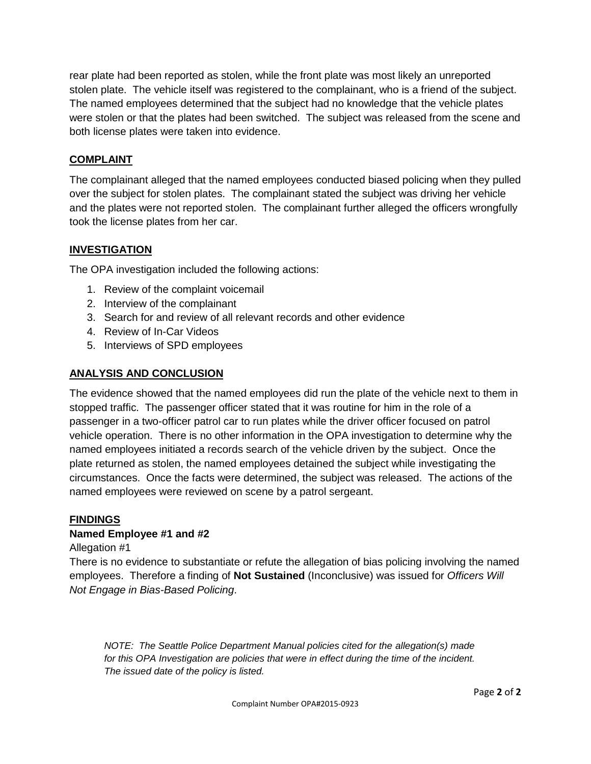rear plate had been reported as stolen, while the front plate was most likely an unreported stolen plate. The vehicle itself was registered to the complainant, who is a friend of the subject. The named employees determined that the subject had no knowledge that the vehicle plates were stolen or that the plates had been switched. The subject was released from the scene and both license plates were taken into evidence.

## COMPLAINT

The complainant alleged that the named employees conducted biased policing when they pulled over the subject for stolen plates. The complainant stated the subject was driving her vehicle and the plates were not reported stolen. The complainant further alleged the officers wrongfully took the license plates from her car.

## INVESTIGATION

The OPA investigation included the following actions:

1. Review of the complaint voicemail
2. Interview of the complainant
3. Search for and review of all relevant records and other evidence
4. Review of In-Car Videos
5. Interviews of SPD employees

## ANALYSIS AND CONCLUSION

The evidence showed that the named employees did run the plate of the vehicle next to them in stopped traffic. The passenger officer stated that it was routine for him in the role of a passenger in a two-officer patrol car to run plates while the driver officer focused on patrol vehicle operation. There is no other information in the OPA investigation to determine why the named employees initiated a records search of the vehicle driven by the subject. Once the plate returned as stolen, the named employees detained the subject while investigating the circumstances. Once the facts were determined, the subject was released. The actions of the named employees were reviewed on scene by a patrol sergeant.

## FINDINGS

**Named Employee #1 and #2**

Allegation #1

There is no evidence to substantiate or refute the allegation of bias policing involving the named employees. Therefore a finding of **Not Sustained** (Inconclusive) was issued for *Officers Will Not Engage in Bias-Based Policing*.

*NOTE: The Seattle Police Department Manual policies cited for the allegation(s) made for this OPA Investigation are policies that were in effect during the time of the incident. The issued date of the policy is listed.*

Complaint Number OPA#2015-0923